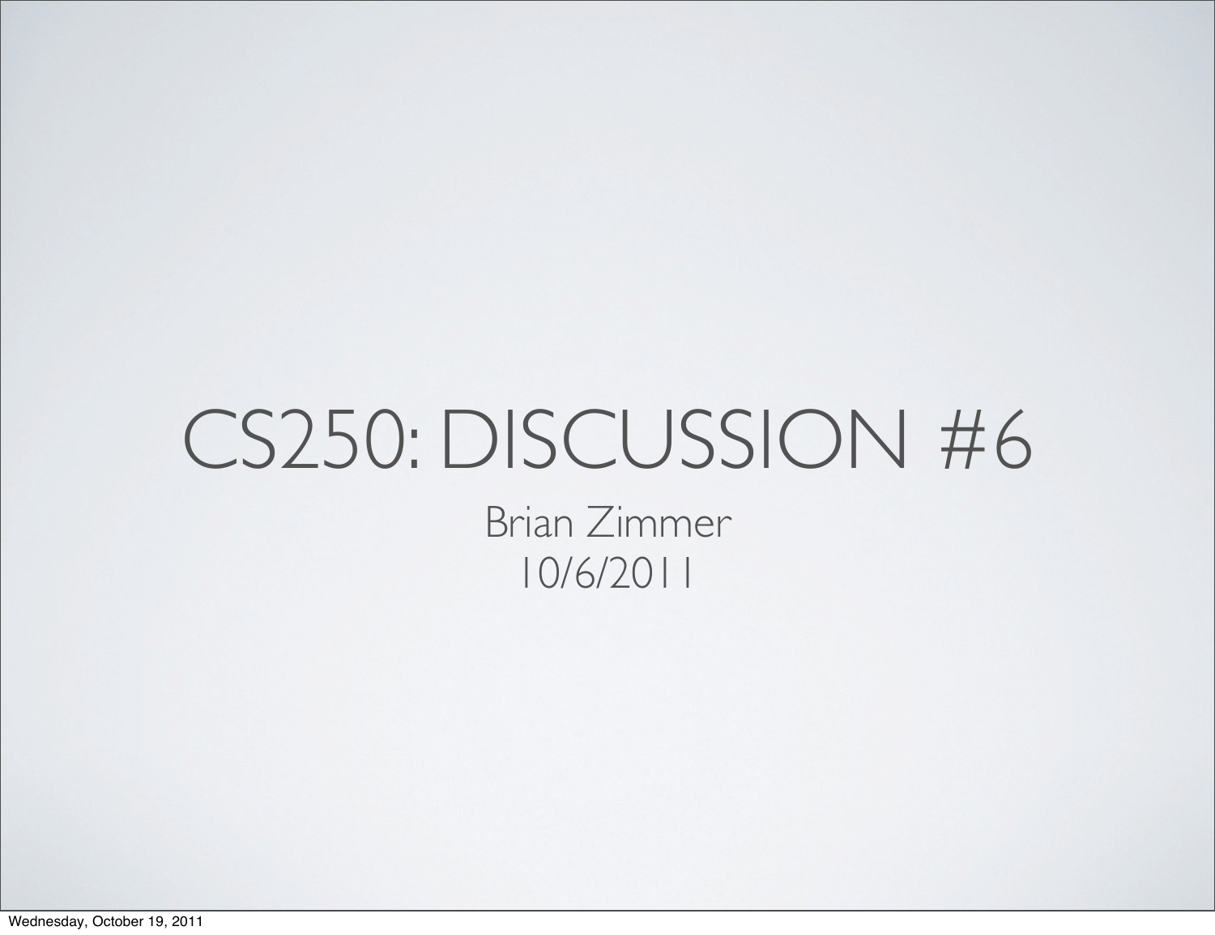# CS250: DISCUSSION #6

Brian Zimmer

10/6/2011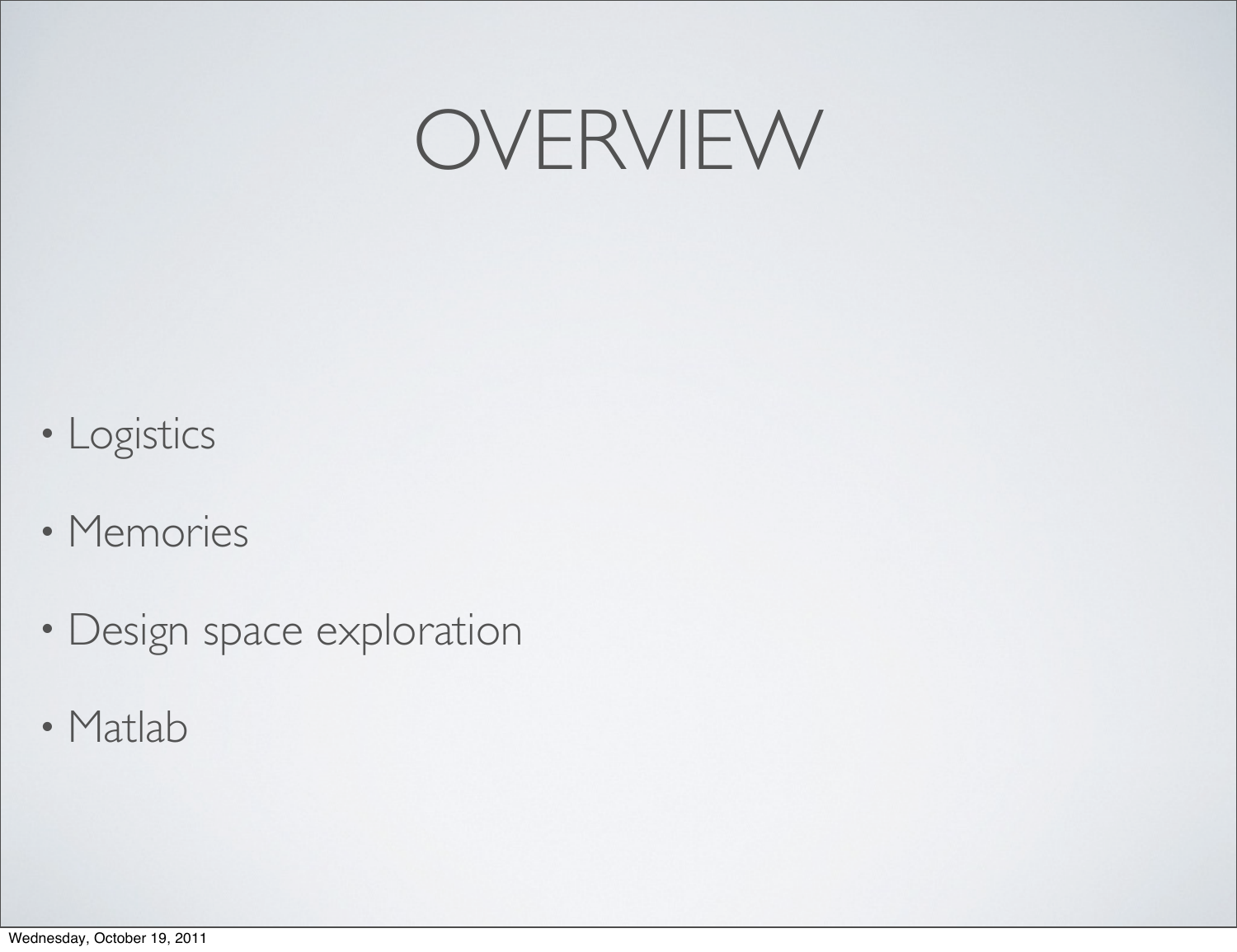# OVERVIEW

- Logistics
- Memories
- Design space exploration
- Matlab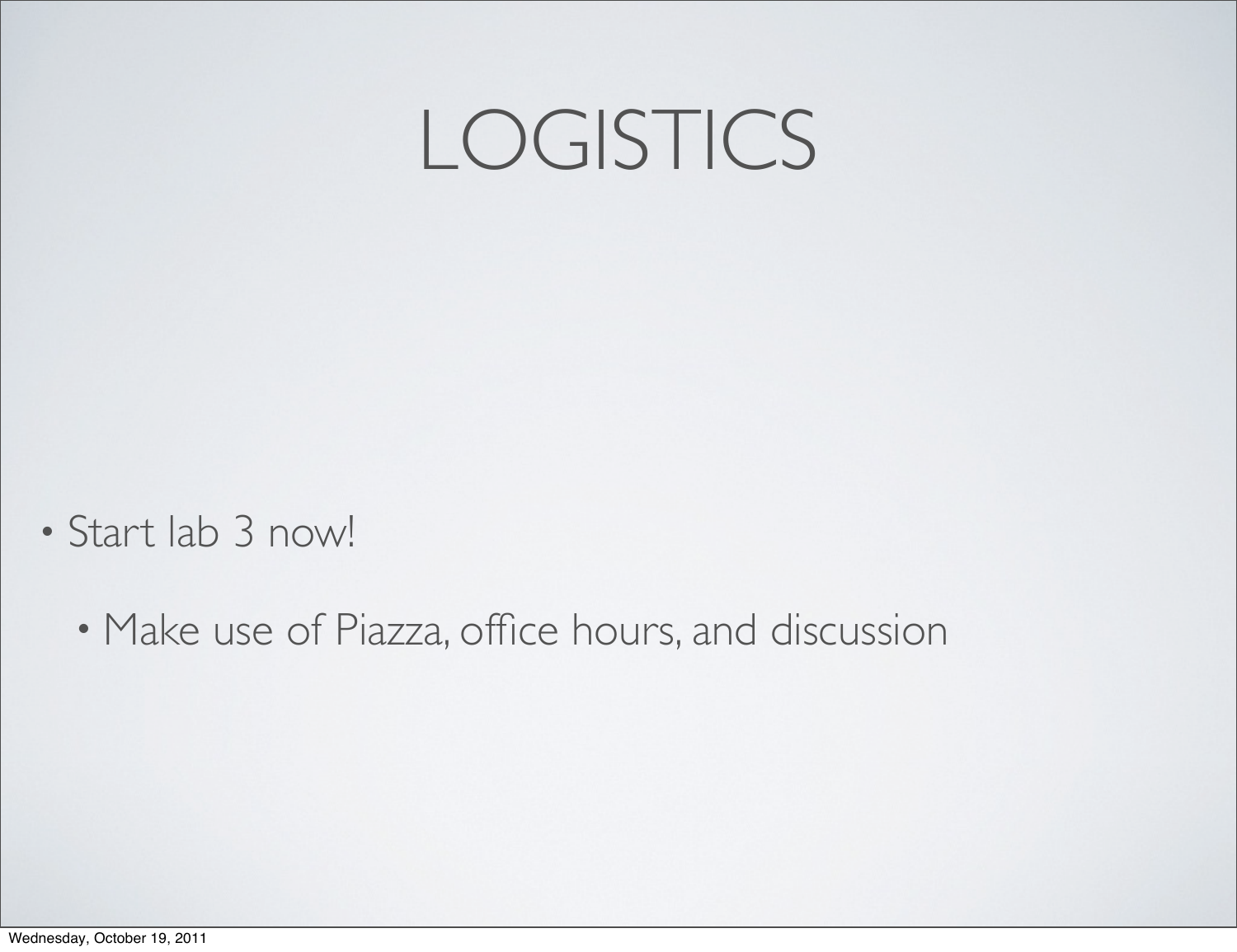# LOGISTICS

- Start lab 3 now!
  - Make use of Piazza, office hours, and discussion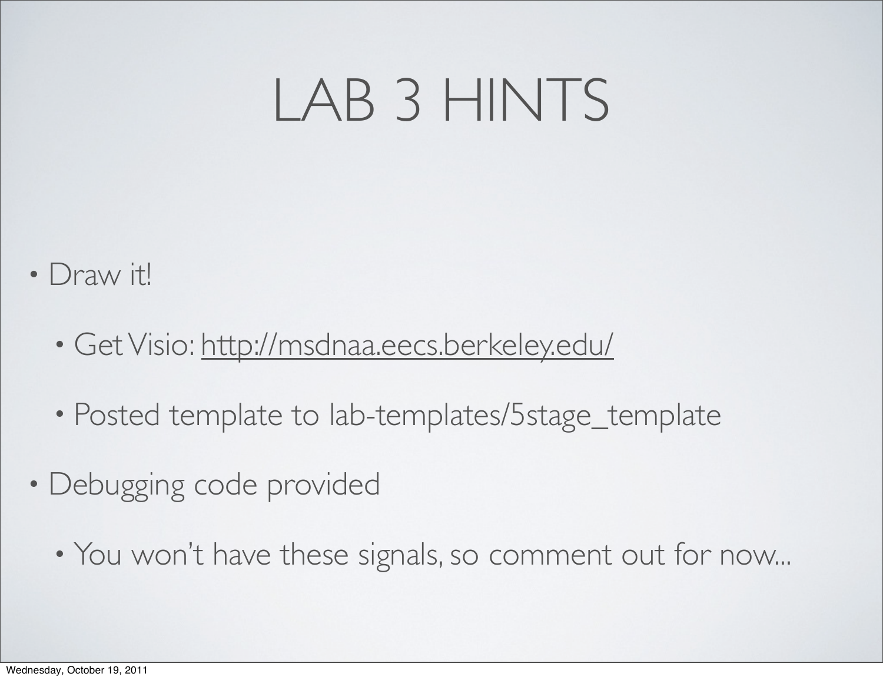# LAB 3 HINTS

- Draw it!
  - Get Visio: http://msdnaa.eecs.berkeley.edu/
  - Posted template to lab-templates/5stage_template
- Debugging code provided
  - You won't have these signals, so comment out for now...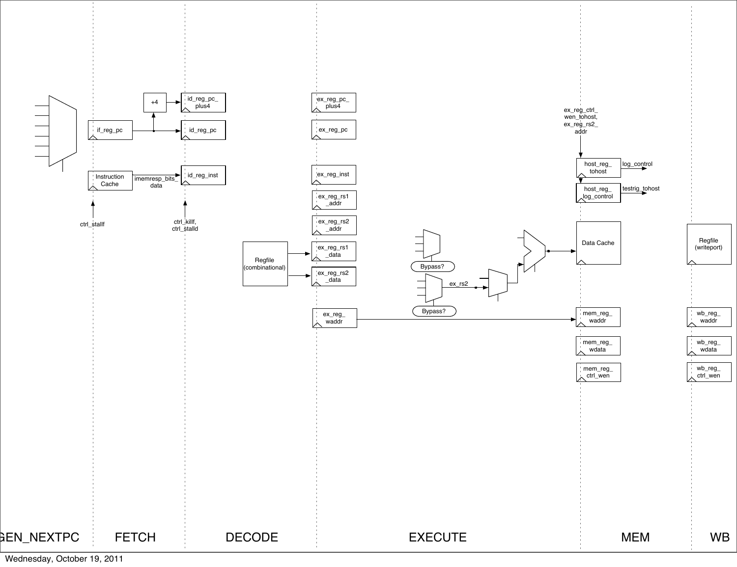GEN_NEXTPC | FETCH | DECODE | EXECUTE | MEM | WB

if_reg_pc

+4

id_reg_pc_plus4

id_reg_pc

Instruction Cache

imemresp_bits_data

id_reg_inst

ctrl_stallf

ctrl_killf, ctrl_stalld

ex_reg_pc_plus4

ex_reg_pc

ex_reg_inst

ex_reg_rs1_addr

ex_reg_rs2_addr

Regfile (combinational)

ex_reg_rs1_data

ex_reg_rs2_data

ex_reg_waddr

Bypass?

Bypass?

ex_rs2

ex_reg_ctrl_wen_tohost, ex_reg_rs2_addr

host_reg_tohost

log_control

host_reg_log_control

testrig_tohost

Data Cache

mem_reg_waddr

mem_reg_wdata

mem_reg_ctrl_wen

Regfile (writeport)

wb_reg_waddr

wb_reg_wdata

wb_reg_ctrl_wen

Wednesday, October 19, 2011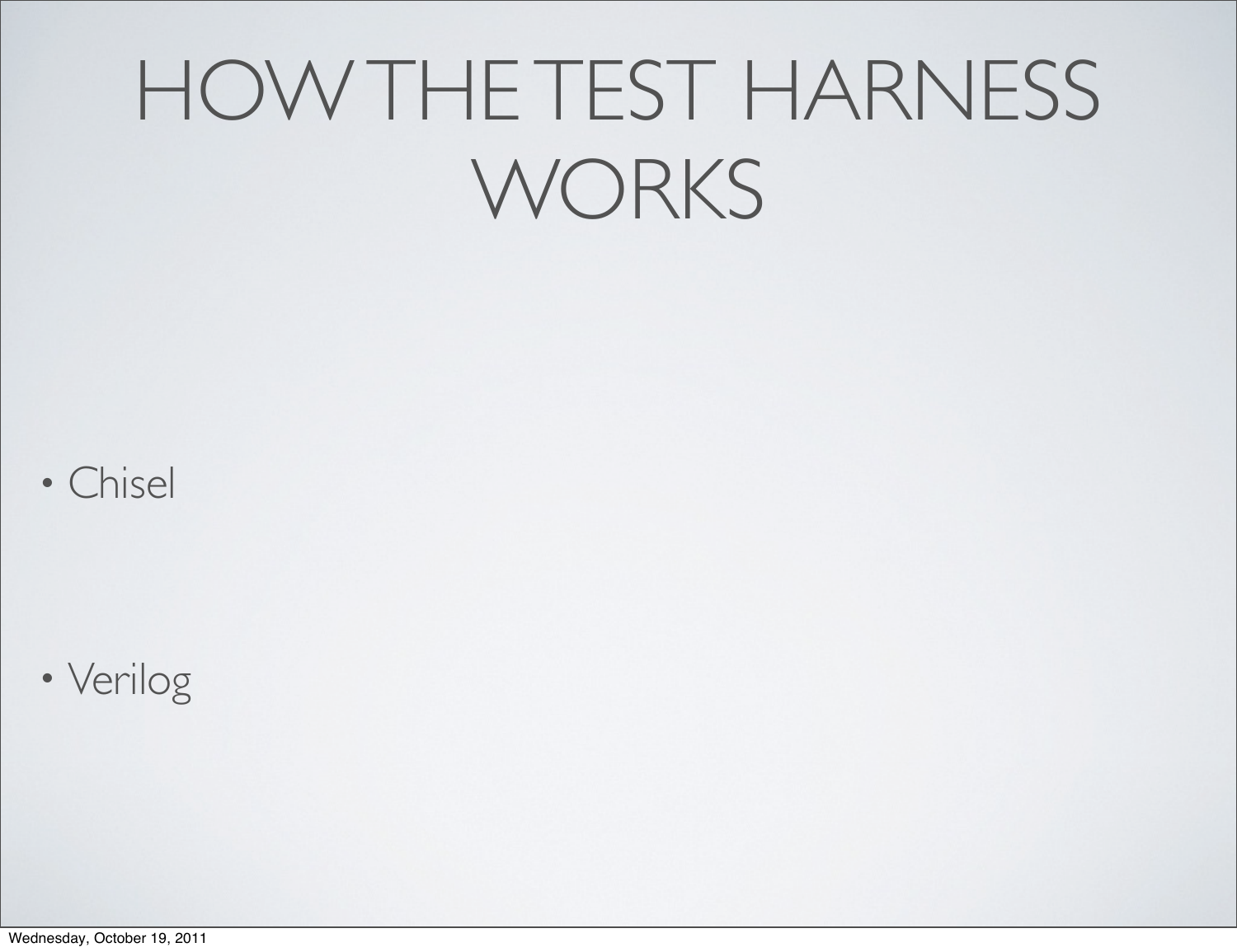# HOW THE TEST HARNESS WORKS

- Chisel

- Verilog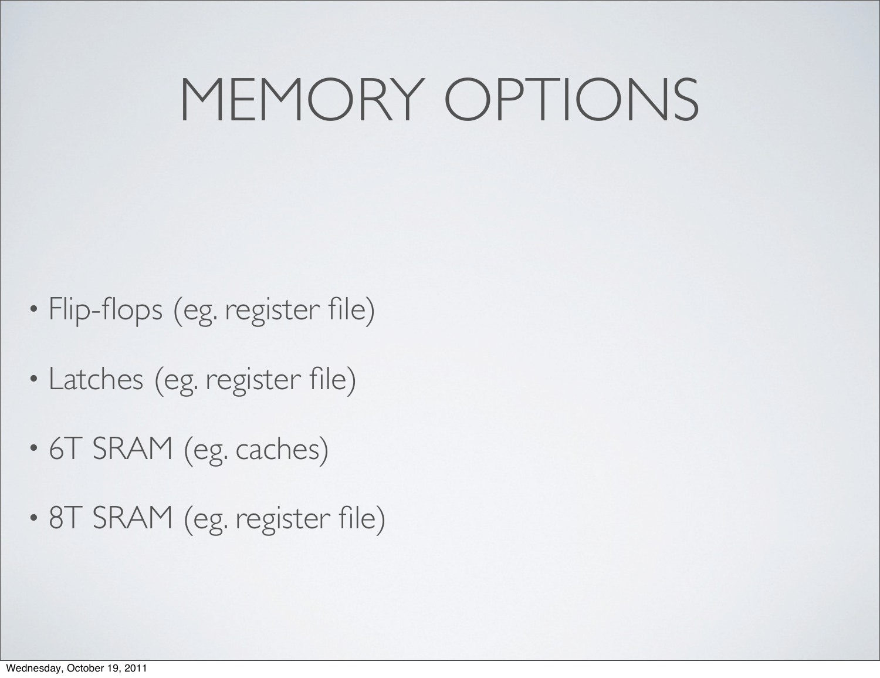# MEMORY OPTIONS

- Flip-flops (eg. register file)
- Latches (eg. register file)
- 6T SRAM (eg. caches)
- 8T SRAM (eg. register file)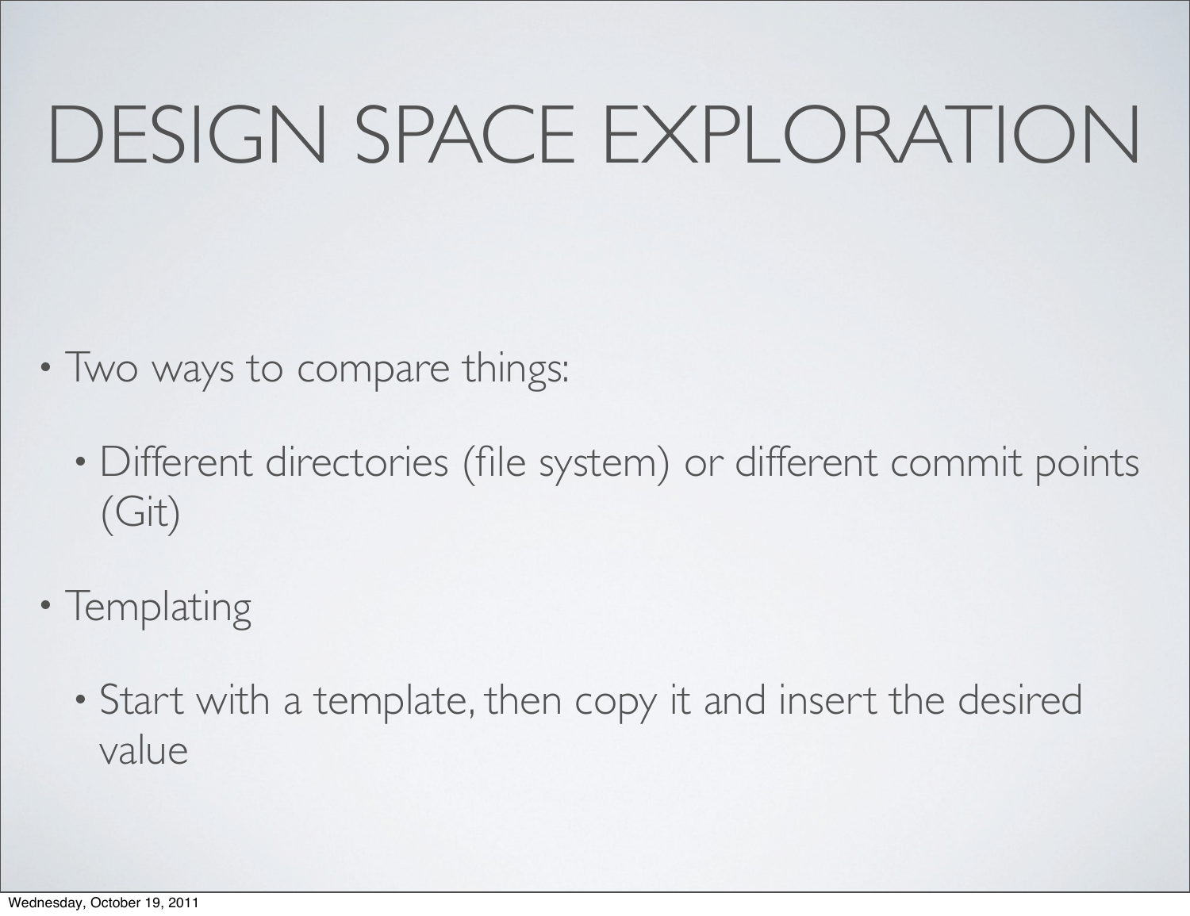# DESIGN SPACE EXPLORATION

- Two ways to compare things:
  - Different directories (file system) or different commit points (Git)
- Templating
  - Start with a template, then copy it and insert the desired value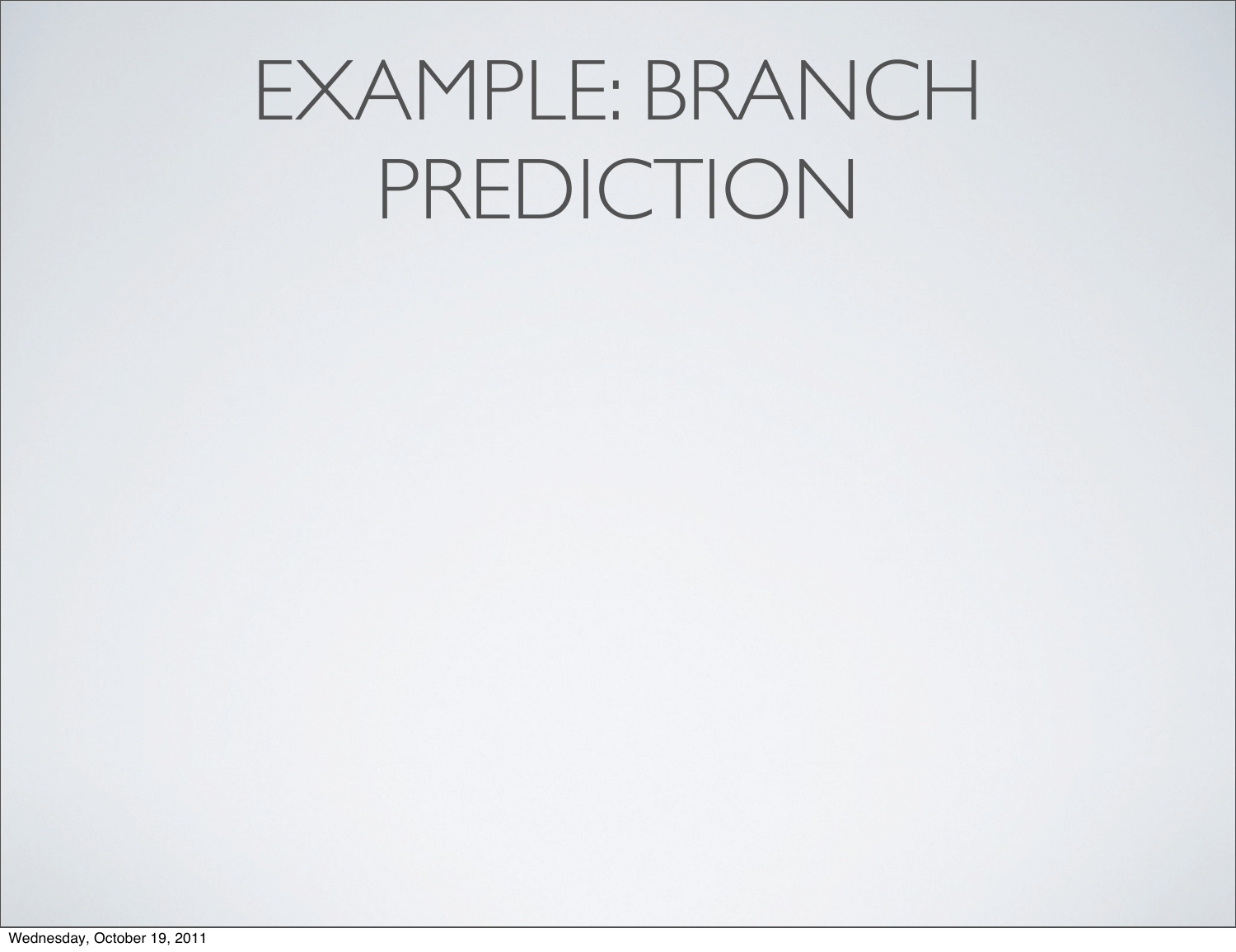# EXAMPLE: BRANCH PREDICTION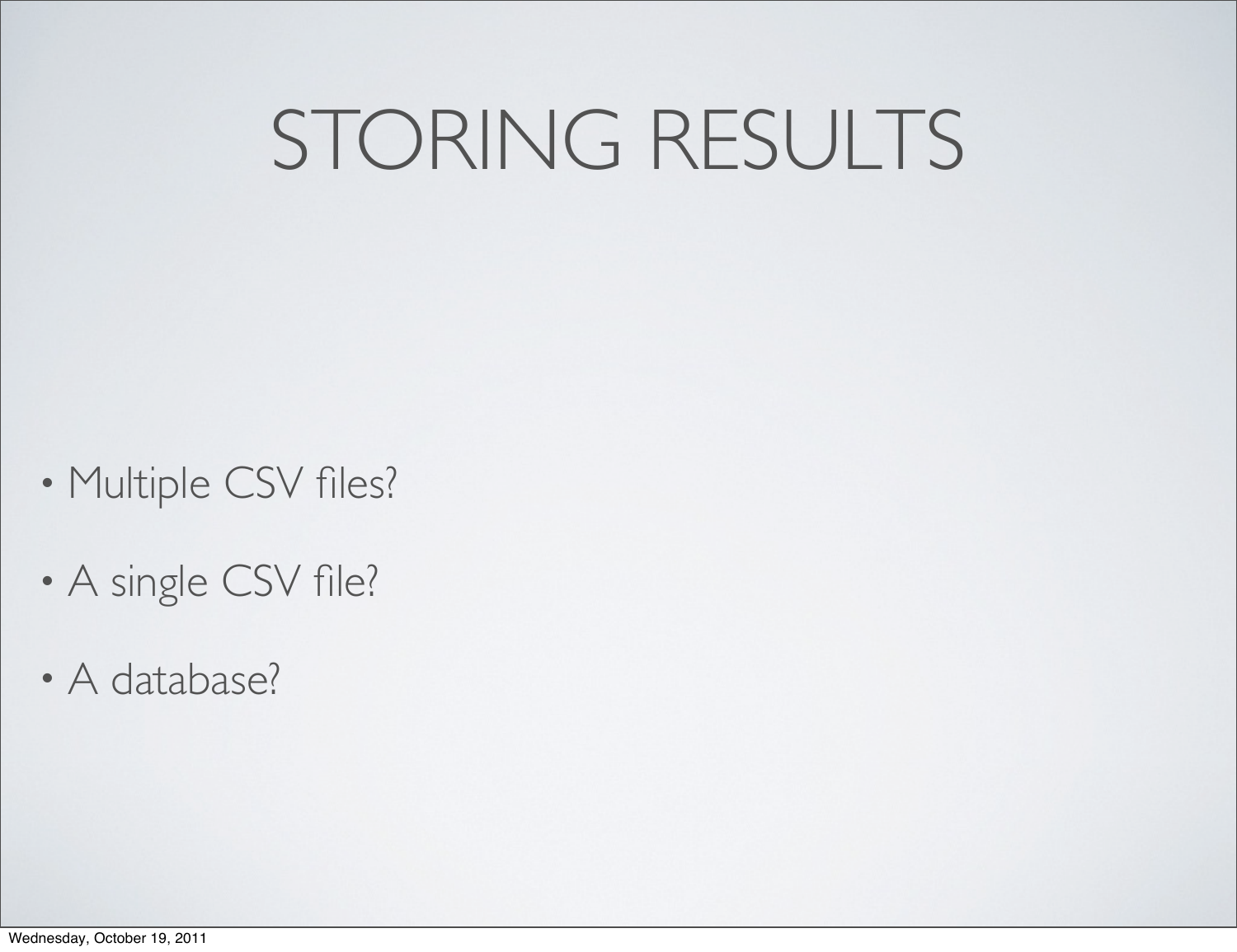# STORING RESULTS

- Multiple CSV files?
- A single CSV file?
- A database?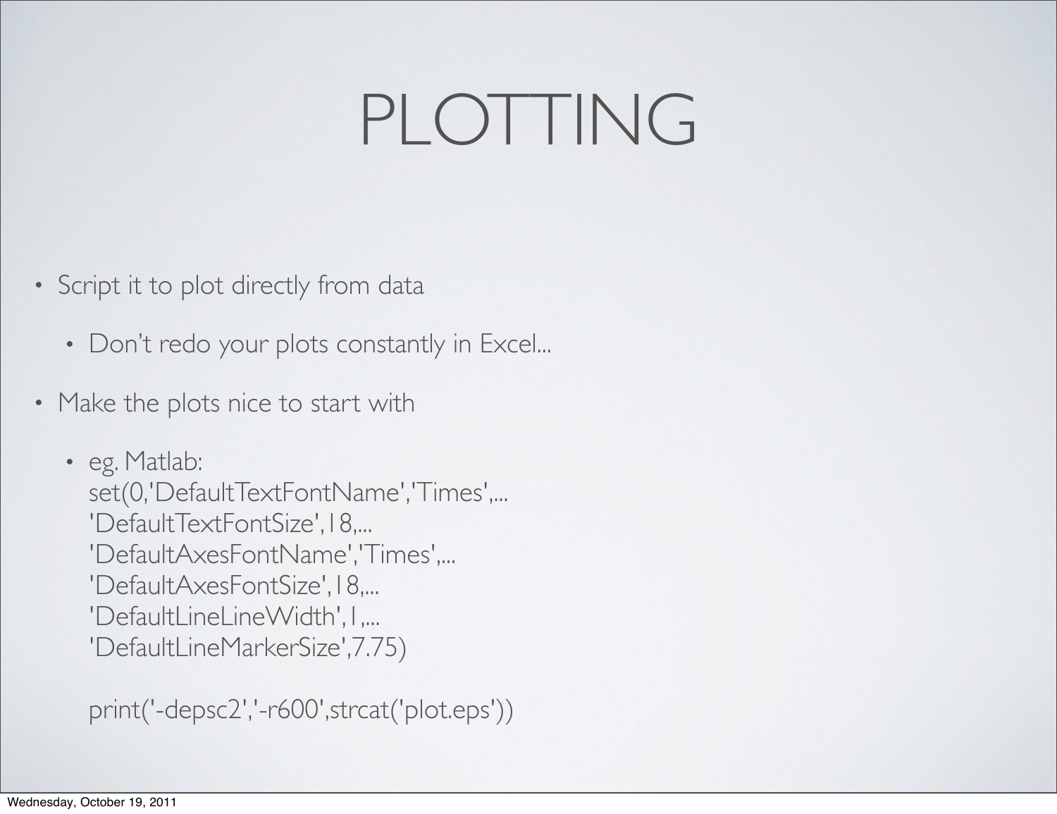# PLOTTING

- Script it to plot directly from data
  - Don't redo your plots constantly in Excel...
- Make the plots nice to start with
  - eg. Matlab:

```
set(0,'DefaultTextFontName','Times',...
'DefaultTextFontSize',18,...
'DefaultAxesFontName','Times',...
'DefaultAxesFontSize',18,...
'DefaultLineLineWidth',1,...
'DefaultLineMarkerSize',7.75)

print('-depsc2','-r600',strcat('plot.eps'))
```